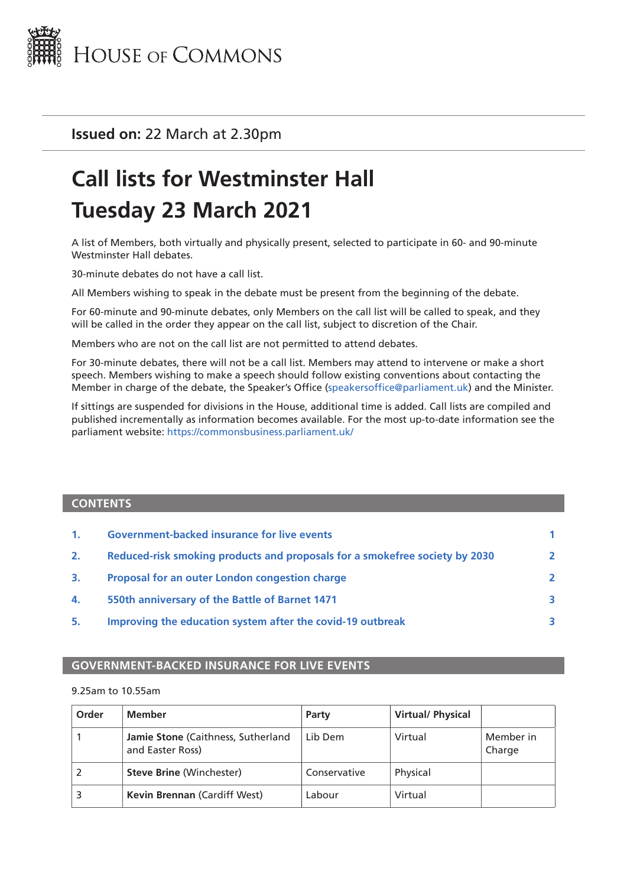HOUSE OF COMMONS

**Issued on:** 22 March at 2.30pm

# Call lists for Westminster Hall Tuesday 23 March 2021

A list of Members, both virtually and physically present, selected to participate in 60- and 90-minute Westminster Hall debates.

30-minute debates do not have a call list.

All Members wishing to speak in the debate must be present from the beginning of the debate.

For 60-minute and 90-minute debates, only Members on the call list will be called to speak, and they will be called in the order they appear on the call list, subject to discretion of the Chair.

Members who are not on the call list are not permitted to attend debates.

For 30-minute debates, there will not be a call list. Members may attend to intervene or make a short speech. Members wishing to make a speech should follow existing conventions about contacting the Member in charge of the debate, the Speaker's Office (speakersoffice@parliament.uk) and the Minister.

If sittings are suspended for divisions in the House, additional time is added. Call lists are compiled and published incrementally as information becomes available. For the most up-to-date information see the parliament website: https://commonsbusiness.parliament.uk/

## CONTENTS

| | | |
|---|---|---|
| 1. | Government-backed insurance for live events | 1 |
| 2. | Reduced-risk smoking products and proposals for a smokefree society by 2030 | 2 |
| 3. | Proposal for an outer London congestion charge | 2 |
| 4. | 550th anniversary of the Battle of Barnet 1471 | 3 |
| 5. | Improving the education system after the covid-19 outbreak | 3 |

## GOVERNMENT-BACKED INSURANCE FOR LIVE EVENTS

9.25am to 10.55am

| Order | Member | Party | Virtual/ Physical | |
|---|---|---|---|---|
| 1 | **Jamie Stone** (Caithness, Sutherland and Easter Ross) | Lib Dem | Virtual | Member in Charge |
| 2 | **Steve Brine** (Winchester) | Conservative | Physical | |
| 3 | **Kevin Brennan** (Cardiff West) | Labour | Virtual | |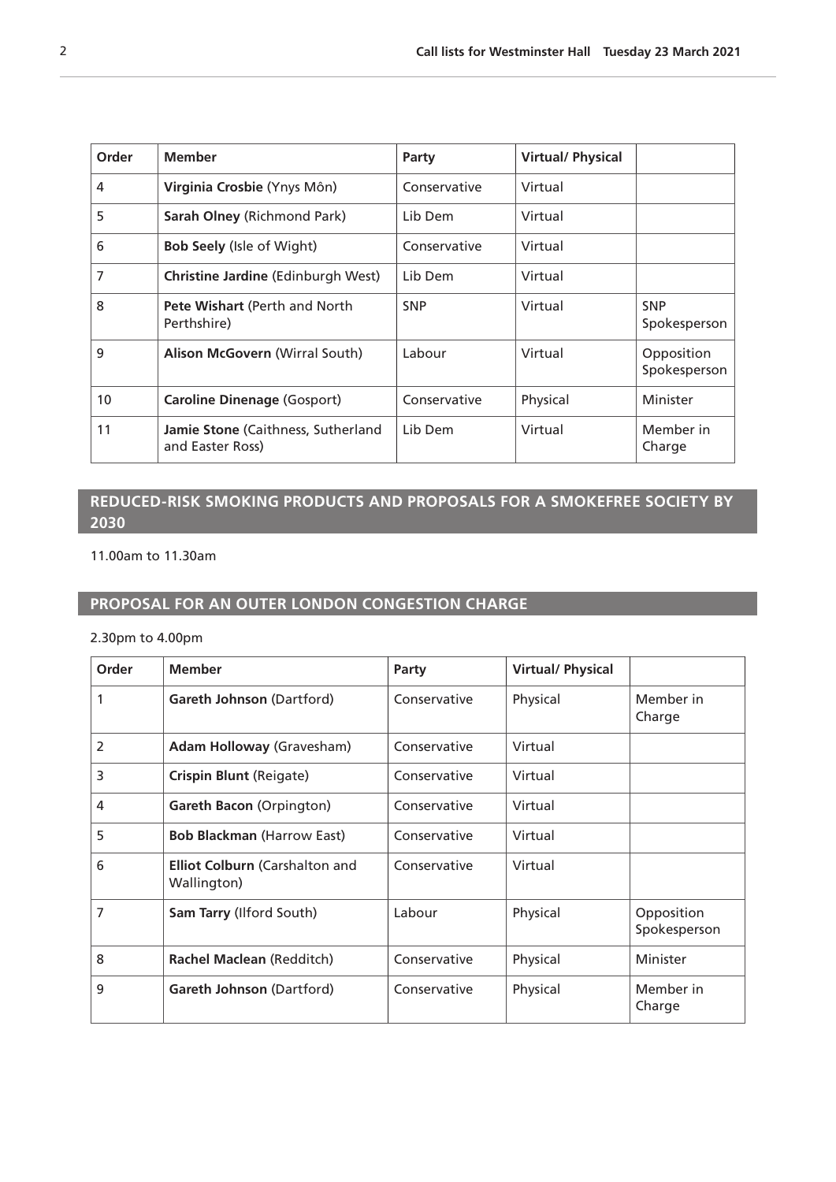| Order | Member | Party | Virtual/ Physical | |
|---|---|---|---|---|
| 4 | **Virginia Crosbie** (Ynys Môn) | Conservative | Virtual | |
| 5 | **Sarah Olney** (Richmond Park) | Lib Dem | Virtual | |
| 6 | **Bob Seely** (Isle of Wight) | Conservative | Virtual | |
| 7 | **Christine Jardine** (Edinburgh West) | Lib Dem | Virtual | |
| 8 | **Pete Wishart** (Perth and North Perthshire) | SNP | Virtual | SNP Spokesperson |
| 9 | **Alison McGovern** (Wirral South) | Labour | Virtual | Opposition Spokesperson |
| 10 | **Caroline Dinenage** (Gosport) | Conservative | Physical | Minister |
| 11 | **Jamie Stone** (Caithness, Sutherland and Easter Ross) | Lib Dem | Virtual | Member in Charge |

## REDUCED-RISK SMOKING PRODUCTS AND PROPOSALS FOR A SMOKEFREE SOCIETY BY 2030

11.00am to 11.30am

## PROPOSAL FOR AN OUTER LONDON CONGESTION CHARGE

2.30pm to 4.00pm

| Order | Member | Party | Virtual/ Physical | |
|---|---|---|---|---|
| 1 | **Gareth Johnson** (Dartford) | Conservative | Physical | Member in Charge |
| 2 | **Adam Holloway** (Gravesham) | Conservative | Virtual | |
| 3 | **Crispin Blunt** (Reigate) | Conservative | Virtual | |
| 4 | **Gareth Bacon** (Orpington) | Conservative | Virtual | |
| 5 | **Bob Blackman** (Harrow East) | Conservative | Virtual | |
| 6 | **Elliot Colburn** (Carshalton and Wallington) | Conservative | Virtual | |
| 7 | **Sam Tarry** (Ilford South) | Labour | Physical | Opposition Spokesperson |
| 8 | **Rachel Maclean** (Redditch) | Conservative | Physical | Minister |
| 9 | **Gareth Johnson** (Dartford) | Conservative | Physical | Member in Charge |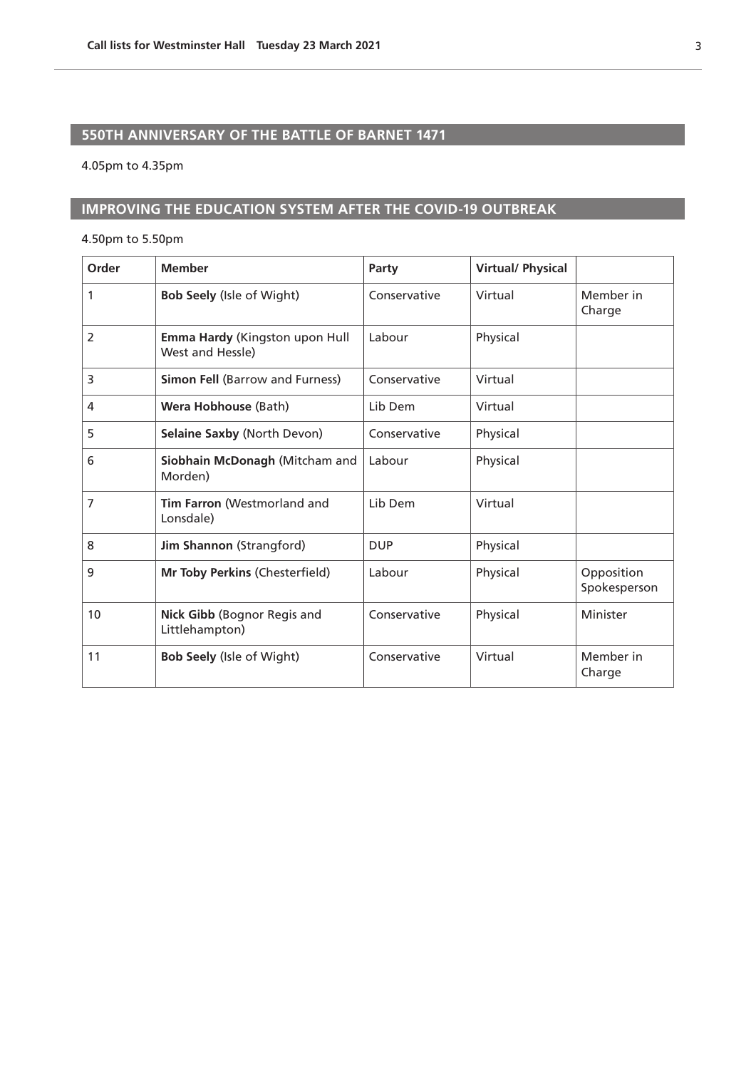## 550TH ANNIVERSARY OF THE BATTLE OF BARNET 1471

4.05pm to 4.35pm

## IMPROVING THE EDUCATION SYSTEM AFTER THE COVID-19 OUTBREAK

4.50pm to 5.50pm

| Order | Member | Party | Virtual/ Physical | |
|---|---|---|---|---|
| 1 | **Bob Seely** (Isle of Wight) | Conservative | Virtual | Member in Charge |
| 2 | **Emma Hardy** (Kingston upon Hull West and Hessle) | Labour | Physical | |
| 3 | **Simon Fell** (Barrow and Furness) | Conservative | Virtual | |
| 4 | **Wera Hobhouse** (Bath) | Lib Dem | Virtual | |
| 5 | **Selaine Saxby** (North Devon) | Conservative | Physical | |
| 6 | **Siobhain McDonagh** (Mitcham and Morden) | Labour | Physical | |
| 7 | **Tim Farron** (Westmorland and Lonsdale) | Lib Dem | Virtual | |
| 8 | **Jim Shannon** (Strangford) | DUP | Physical | |
| 9 | **Mr Toby Perkins** (Chesterfield) | Labour | Physical | Opposition Spokesperson |
| 10 | **Nick Gibb** (Bognor Regis and Littlehampton) | Conservative | Physical | Minister |
| 11 | **Bob Seely** (Isle of Wight) | Conservative | Virtual | Member in Charge |